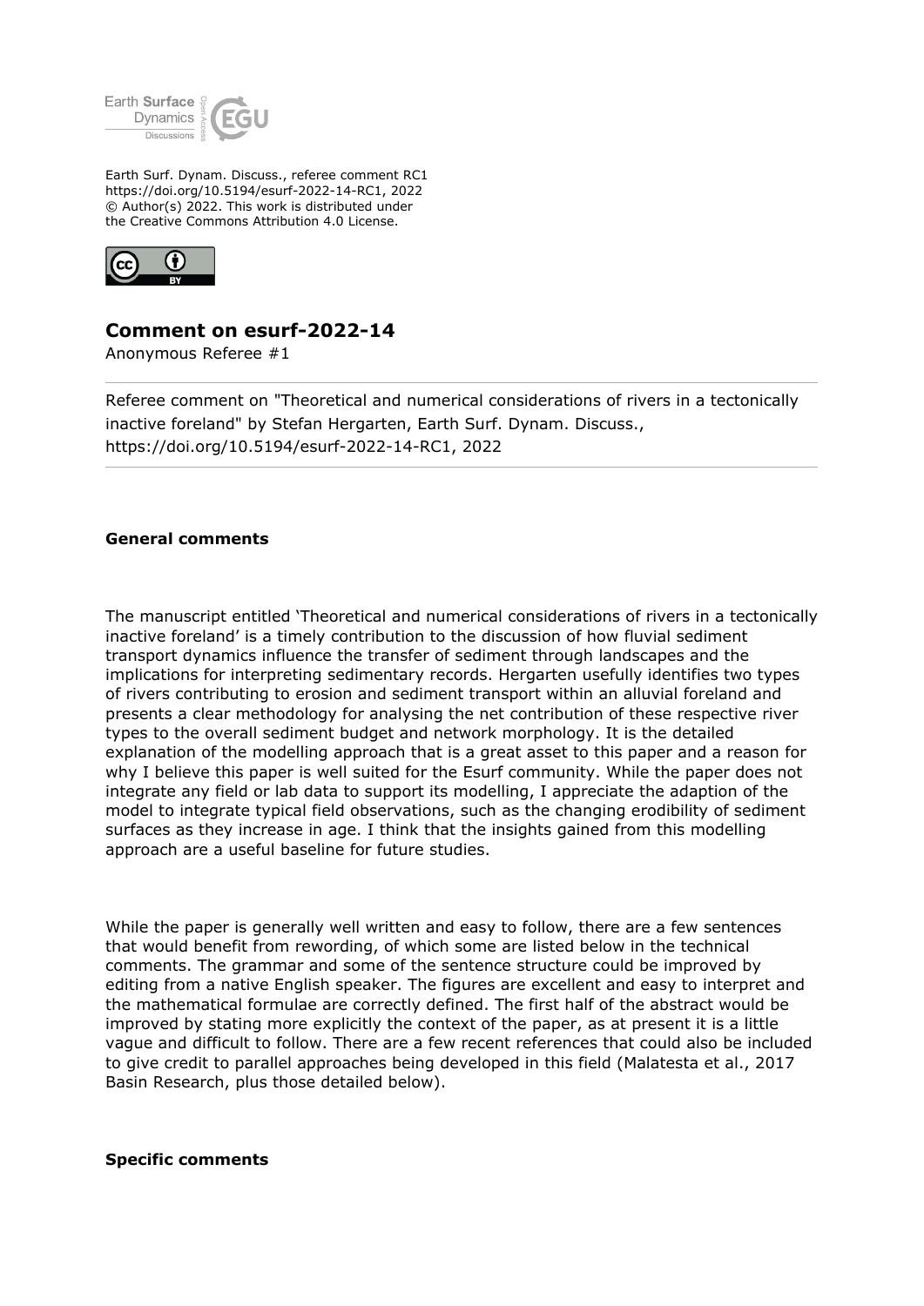Earth Surf. Dynam. Discuss., referee comment RC1
https://doi.org/10.5194/esurf-2022-14-RC1, 2022
© Author(s) 2022. This work is distributed under
the Creative Commons Attribution 4.0 License.

## Comment on esurf-2022-14

Anonymous Referee #1

Referee comment on "Theoretical and numerical considerations of rivers in a tectonically inactive foreland" by Stefan Hergarten, Earth Surf. Dynam. Discuss., https://doi.org/10.5194/esurf-2022-14-RC1, 2022

### General comments

The manuscript entitled 'Theoretical and numerical considerations of rivers in a tectonically inactive foreland' is a timely contribution to the discussion of how fluvial sediment transport dynamics influence the transfer of sediment through landscapes and the implications for interpreting sedimentary records. Hergarten usefully identifies two types of rivers contributing to erosion and sediment transport within an alluvial foreland and presents a clear methodology for analysing the net contribution of these respective river types to the overall sediment budget and network morphology. It is the detailed explanation of the modelling approach that is a great asset to this paper and a reason for why I believe this paper is well suited for the Esurf community. While the paper does not integrate any field or lab data to support its modelling, I appreciate the adaption of the model to integrate typical field observations, such as the changing erodibility of sediment surfaces as they increase in age. I think that the insights gained from this modelling approach are a useful baseline for future studies.

While the paper is generally well written and easy to follow, there are a few sentences that would benefit from rewording, of which some are listed below in the technical comments. The grammar and some of the sentence structure could be improved by editing from a native English speaker. The figures are excellent and easy to interpret and the mathematical formulae are correctly defined. The first half of the abstract would be improved by stating more explicitly the context of the paper, as at present it is a little vague and difficult to follow. There are a few recent references that could also be included to give credit to parallel approaches being developed in this field (Malatesta et al., 2017 Basin Research, plus those detailed below).

### Specific comments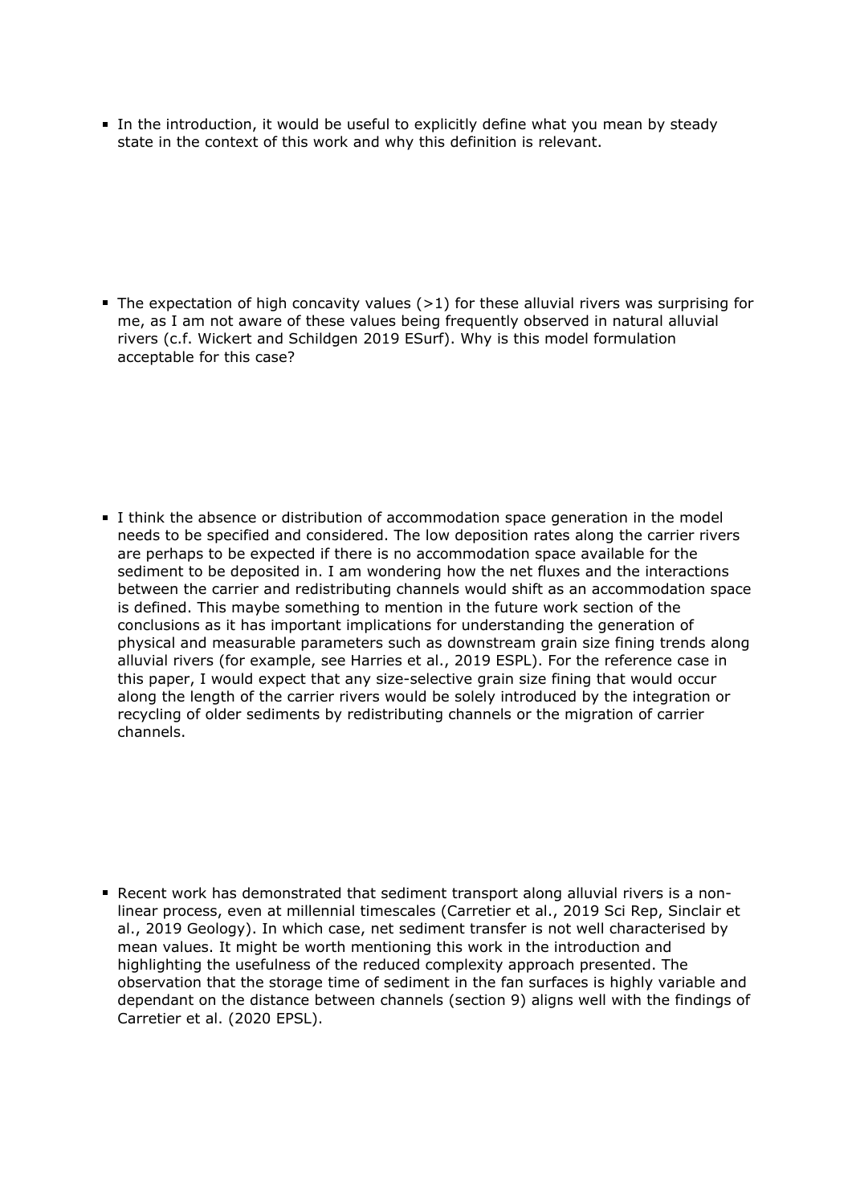- In the introduction, it would be useful to explicitly define what you mean by steady state in the context of this work and why this definition is relevant.

- The expectation of high concavity values (>1) for these alluvial rivers was surprising for me, as I am not aware of these values being frequently observed in natural alluvial rivers (c.f. Wickert and Schildgen 2019 ESurf). Why is this model formulation acceptable for this case?

- I think the absence or distribution of accommodation space generation in the model needs to be specified and considered. The low deposition rates along the carrier rivers are perhaps to be expected if there is no accommodation space available for the sediment to be deposited in. I am wondering how the net fluxes and the interactions between the carrier and redistributing channels would shift as an accommodation space is defined. This maybe something to mention in the future work section of the conclusions as it has important implications for understanding the generation of physical and measurable parameters such as downstream grain size fining trends along alluvial rivers (for example, see Harries et al., 2019 ESPL). For the reference case in this paper, I would expect that any size-selective grain size fining that would occur along the length of the carrier rivers would be solely introduced by the integration or recycling of older sediments by redistributing channels or the migration of carrier channels.

- Recent work has demonstrated that sediment transport along alluvial rivers is a non-linear process, even at millennial timescales (Carretier et al., 2019 Sci Rep, Sinclair et al., 2019 Geology). In which case, net sediment transfer is not well characterised by mean values. It might be worth mentioning this work in the introduction and highlighting the usefulness of the reduced complexity approach presented. The observation that the storage time of sediment in the fan surfaces is highly variable and dependant on the distance between channels (section 9) aligns well with the findings of Carretier et al. (2020 EPSL).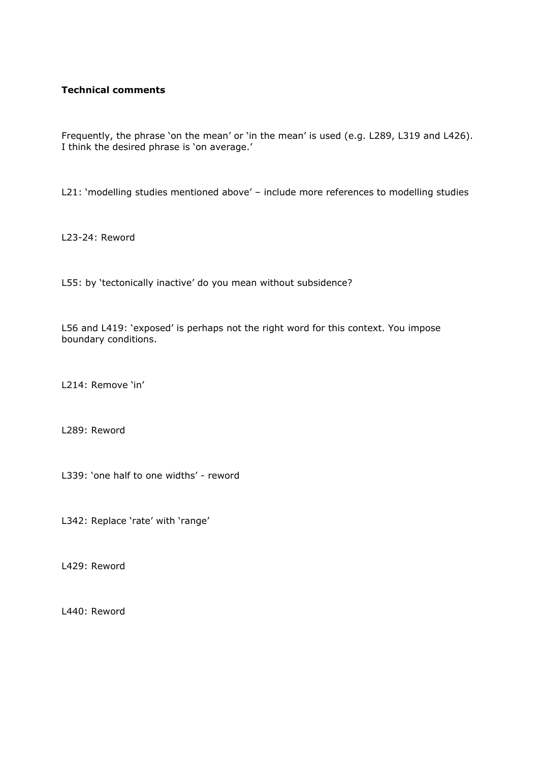**Technical comments**

Frequently, the phrase 'on the mean' or 'in the mean' is used (e.g. L289, L319 and L426). I think the desired phrase is 'on average.'

L21: 'modelling studies mentioned above' – include more references to modelling studies

L23-24: Reword

L55: by 'tectonically inactive' do you mean without subsidence?

L56 and L419: 'exposed' is perhaps not the right word for this context. You impose boundary conditions.

L214: Remove 'in'

L289: Reword

L339: 'one half to one widths' - reword

L342: Replace 'rate' with 'range'

L429: Reword

L440: Reword